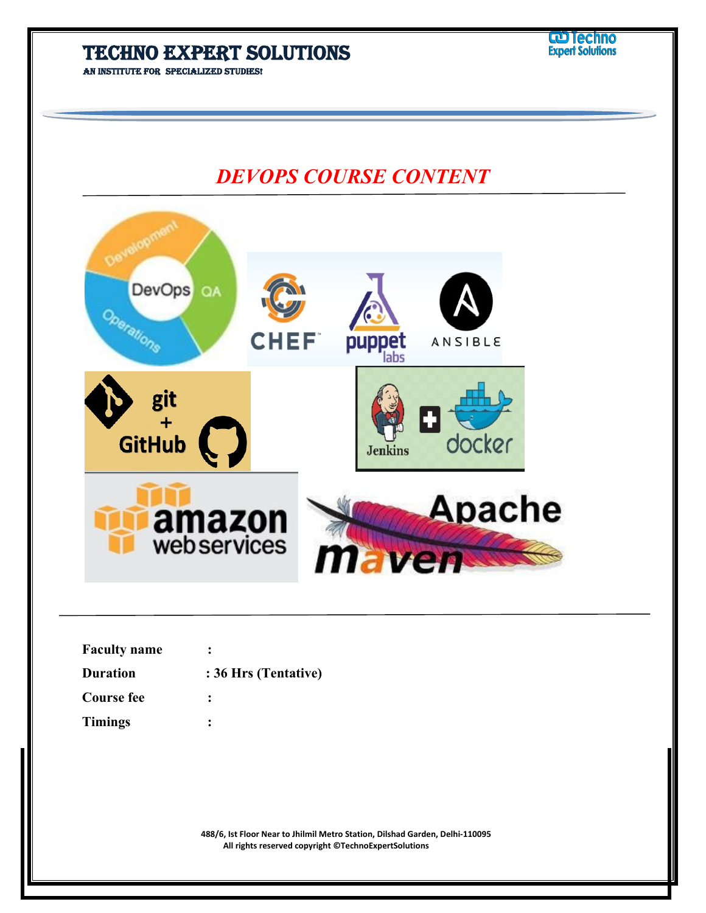# TECHNO EXPERT SOLUTIONS

AN INSTITUTE FOR SPECIALIZED STUDIES!

## *DEVOPS COURSE CONTENT*

| | |
|---|---|
| **Faculty name** | : |
| **Duration** | : 36 Hrs (Tentative) |
| **Course fee** | : |
| **Timings** | : |

488/6, Ist Floor Near to Jhilmil Metro Station, Dilshad Garden, Delhi-110095

All rights reserved copyright ©TechnoExpertSolutions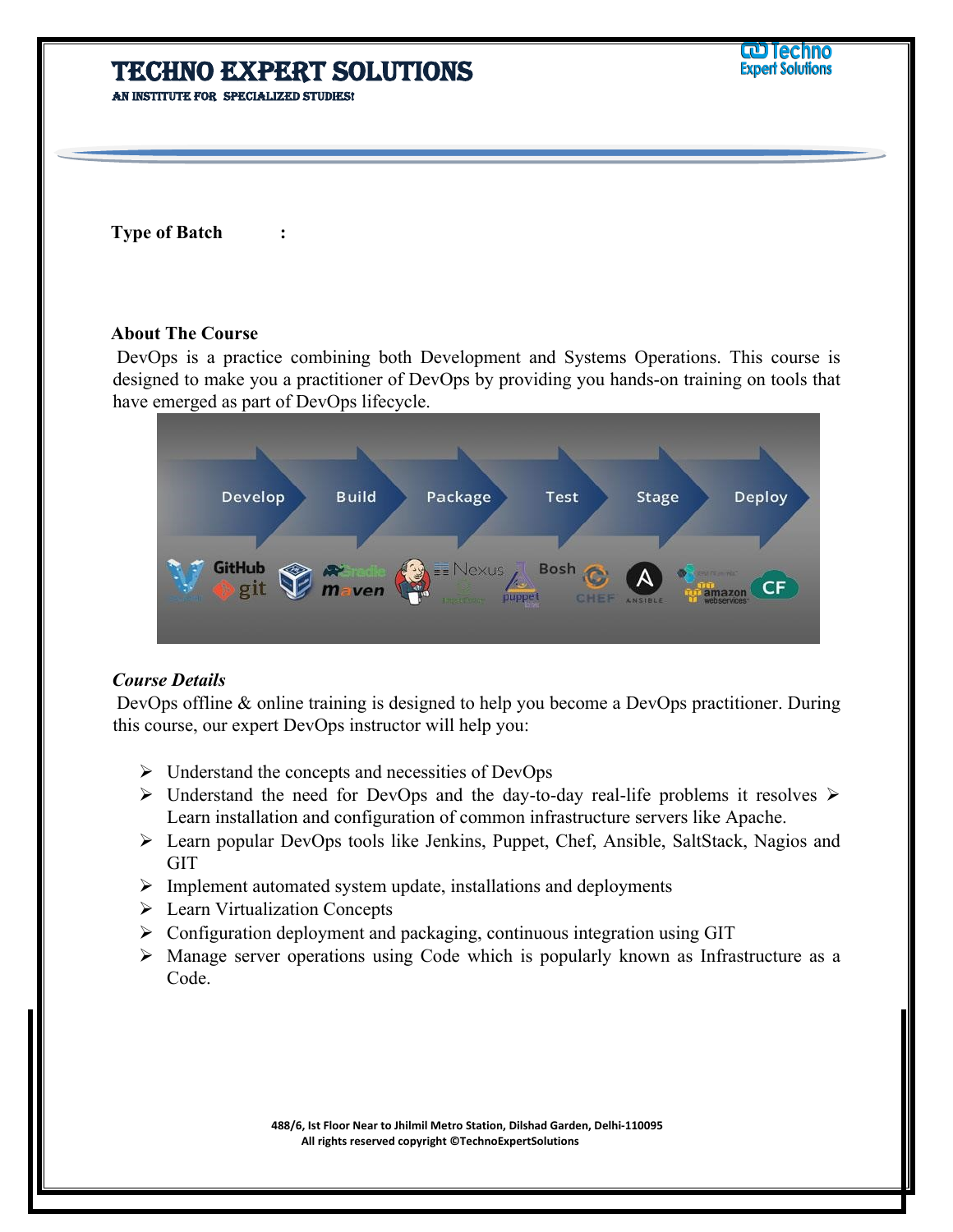**Type of Batch :**

**About The Course**

DevOps is a practice combining both Development and Systems Operations. This course is designed to make you a practitioner of DevOps by providing you hands-on training on tools that have emerged as part of DevOps lifecycle.

***Course Details***

DevOps offline & online training is designed to help you become a DevOps practitioner. During this course, our expert DevOps instructor will help you:

- Understand the concepts and necessities of DevOps
- Understand the need for DevOps and the day-to-day real-life problems it resolves
- Learn installation and configuration of common infrastructure servers like Apache.
- Learn popular DevOps tools like Jenkins, Puppet, Chef, Ansible, SaltStack, Nagios and GIT
- Implement automated system update, installations and deployments
- Learn Virtualization Concepts
- Configuration deployment and packaging, continuous integration using GIT
- Manage server operations using Code which is popularly known as Infrastructure as a Code.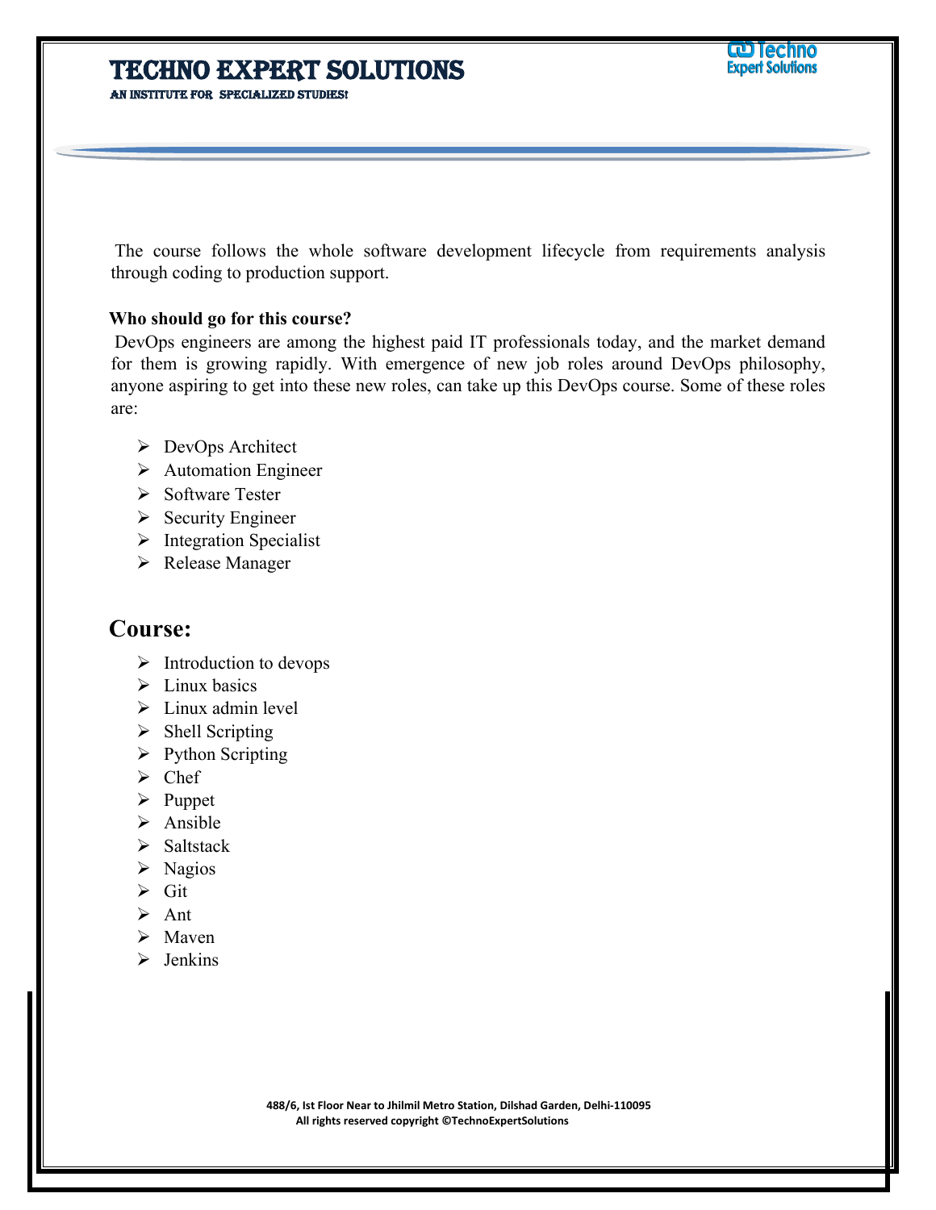The course follows the whole software development lifecycle from requirements analysis through coding to production support.

**Who should go for this course?**

DevOps engineers are among the highest paid IT professionals today, and the market demand for them is growing rapidly. With emergence of new job roles around DevOps philosophy, anyone aspiring to get into these new roles, can take up this DevOps course. Some of these roles are:

- DevOps Architect
- Automation Engineer
- Software Tester
- Security Engineer
- Integration Specialist
- Release Manager

## Course:

- Introduction to devops
- Linux basics
- Linux admin level
- Shell Scripting
- Python Scripting
- Chef
- Puppet
- Ansible
- Saltstack
- Nagios
- Git
- Ant
- Maven
- Jenkins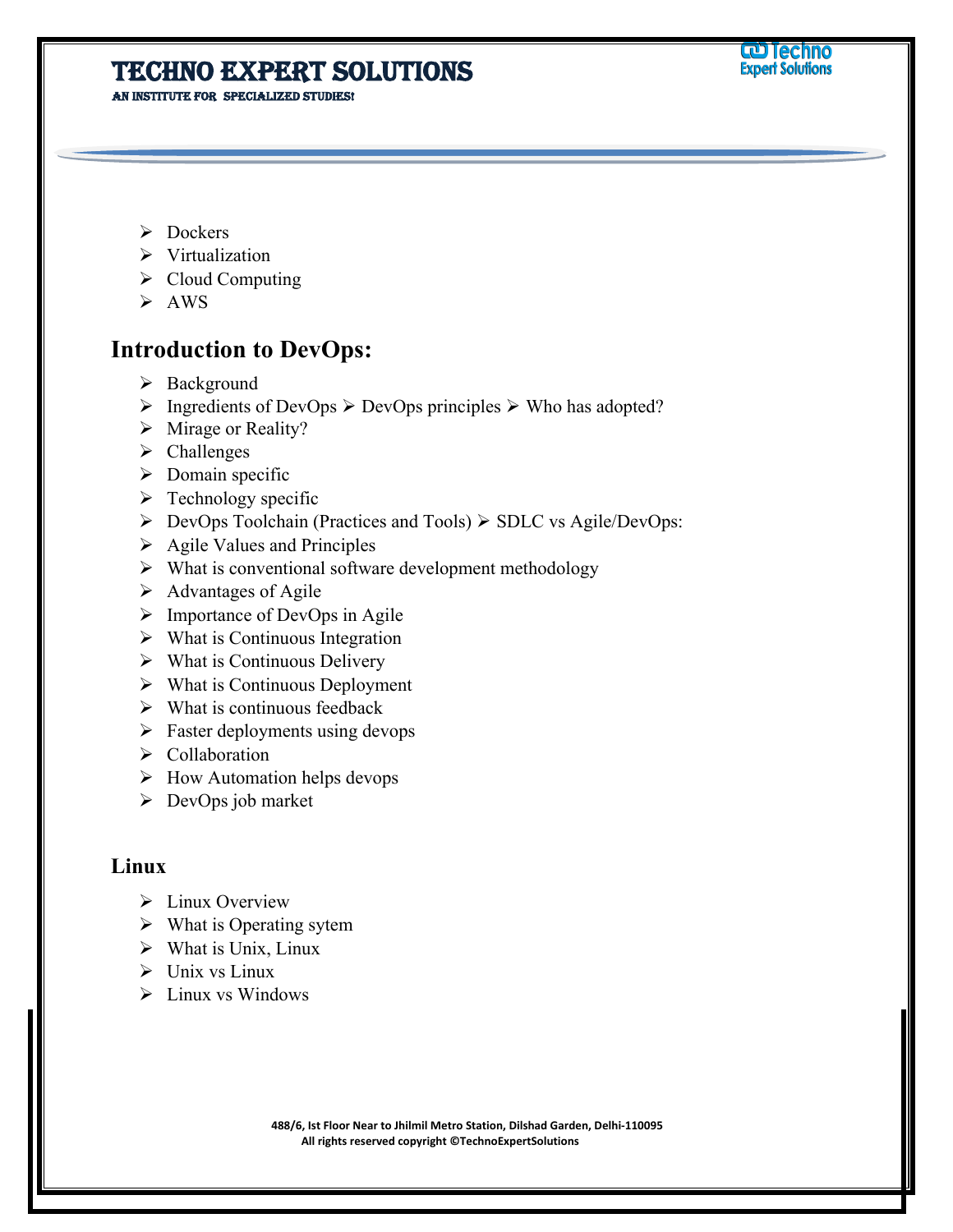- Dockers
- Virtualization
- Cloud Computing
- AWS

## Introduction to DevOps:

- Background
- Ingredients of DevOps ➢ DevOps principles ➢ Who has adopted?
- Mirage or Reality?
- Challenges
- Domain specific
- Technology specific
- DevOps Toolchain (Practices and Tools) ➢ SDLC vs Agile/DevOps:
- Agile Values and Principles
- What is conventional software development methodology
- Advantages of Agile
- Importance of DevOps in Agile
- What is Continuous Integration
- What is Continuous Delivery
- What is Continuous Deployment
- What is continuous feedback
- Faster deployments using devops
- Collaboration
- How Automation helps devops
- DevOps job market

### Linux

- Linux Overview
- What is Operating sytem
- What is Unix, Linux
- Unix vs Linux
- Linux vs Windows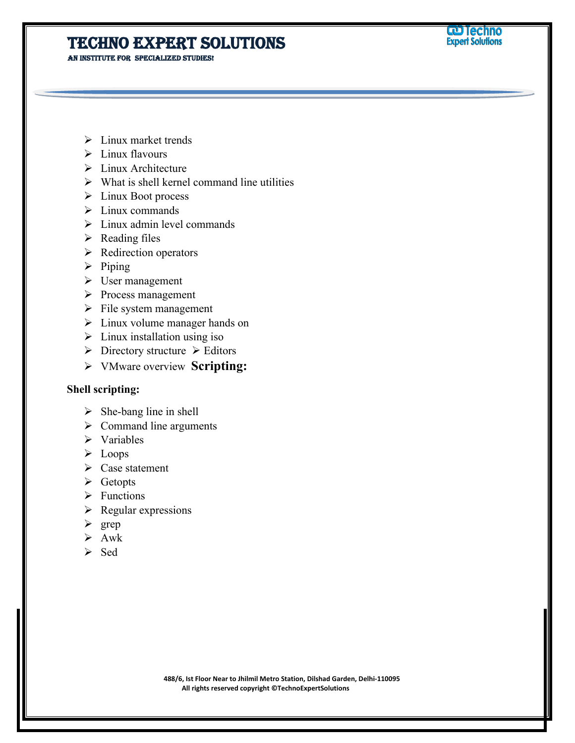- Linux market trends
- Linux flavours
- Linux Architecture
- What is shell kernel command line utilities
- Linux Boot process
- Linux commands
- Linux admin level commands
- Reading files
- Redirection operators
- Piping
- User management
- Process management
- File system management
- Linux volume manager hands on
- Linux installation using iso
- Directory structure
- Editors
- VMware overview

## Scripting:

**Shell scripting:**

- She-bang line in shell
- Command line arguments
- Variables
- Loops
- Case statement
- Getopts
- Functions
- Regular expressions
- grep
- Awk
- Sed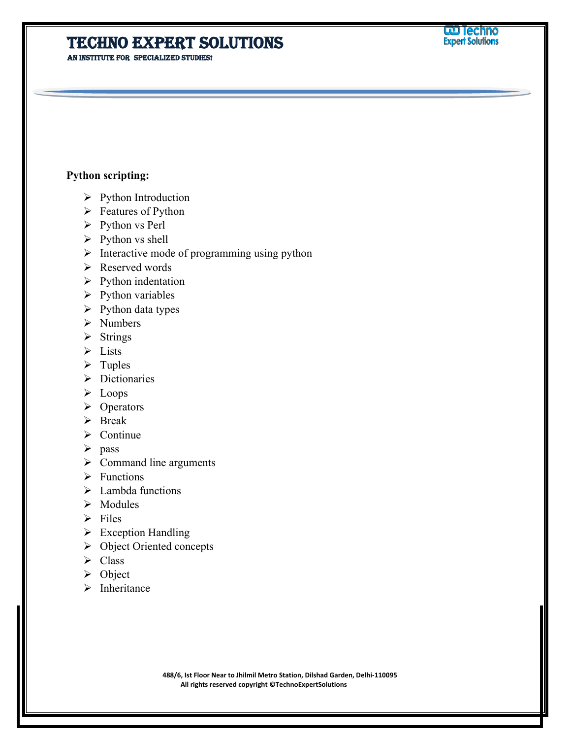**Python scripting:**

- Python Introduction
- Features of Python
- Python vs Perl
- Python vs shell
- Interactive mode of programming using python
- Reserved words
- Python indentation
- Python variables
- Python data types
- Numbers
- Strings
- Lists
- Tuples
- Dictionaries
- Loops
- Operators
- Break
- Continue
- pass
- Command line arguments
- Functions
- Lambda functions
- Modules
- Files
- Exception Handling
- Object Oriented concepts
- Class
- Object
- Inheritance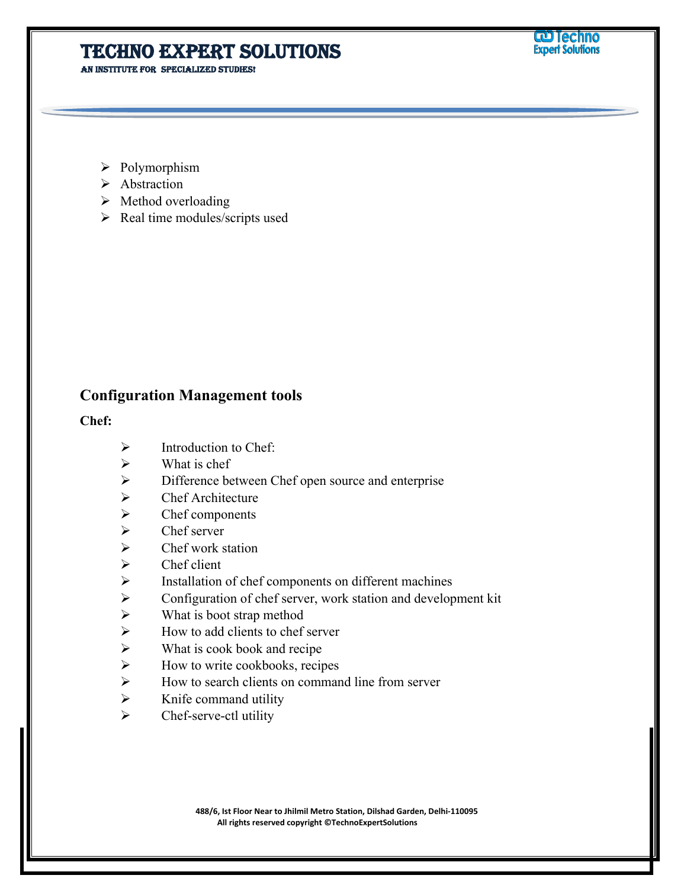- Polymorphism
- Abstraction
- Method overloading
- Real time modules/scripts used

## Configuration Management tools

**Chef:**

- Introduction to Chef:
- What is chef
- Difference between Chef open source and enterprise
- Chef Architecture
- Chef components
- Chef server
- Chef work station
- Chef client
- Installation of chef components on different machines
- Configuration of chef server, work station and development kit
- What is boot strap method
- How to add clients to chef server
- What is cook book and recipe
- How to write cookbooks, recipes
- How to search clients on command line from server
- Knife command utility
- Chef-serve-ctl utility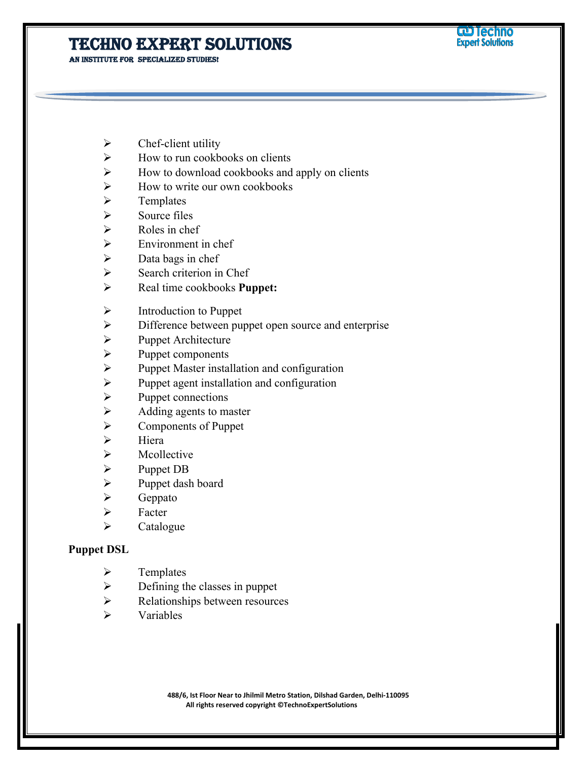- Chef-client utility
- How to run cookbooks on clients
- How to download cookbooks and apply on clients
- How to write our own cookbooks
- Templates
- Source files
- Roles in chef
- Environment in chef
- Data bags in chef
- Search criterion in Chef
- Real time cookbooks **Puppet:**

- Introduction to Puppet
- Difference between puppet open source and enterprise
- Puppet Architecture
- Puppet components
- Puppet Master installation and configuration
- Puppet agent installation and configuration
- Puppet connections
- Adding agents to master
- Components of Puppet
- Hiera
- Mcollective
- Puppet DB
- Puppet dash board
- Geppato
- Facter
- Catalogue

**Puppet DSL**

- Templates
- Defining the classes in puppet
- Relationships between resources
- Variables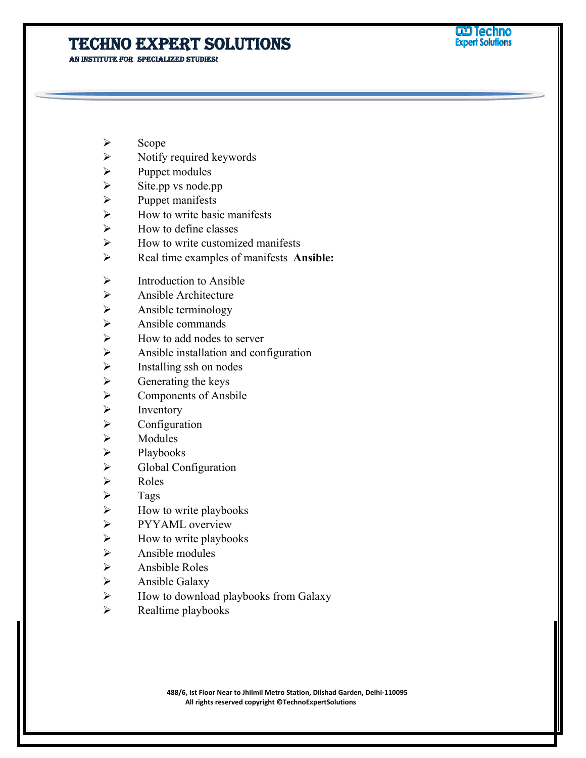- Scope
- Notify required keywords
- Puppet modules
- Site.pp vs node.pp
- Puppet manifests
- How to write basic manifests
- How to define classes
- How to write customized manifests
- Real time examples of manifests **Ansible:**

- Introduction to Ansible
- Ansible Architecture
- Ansible terminology
- Ansible commands
- How to add nodes to server
- Ansible installation and configuration
- Installing ssh on nodes
- Generating the keys
- Components of Ansbile
- Inventory
- Configuration
- Modules
- Playbooks
- Global Configuration
- Roles
- Tags
- How to write playbooks
- PYYAML overview
- How to write playbooks
- Ansible modules
- Ansbible Roles
- Ansible Galaxy
- How to download playbooks from Galaxy
- Realtime playbooks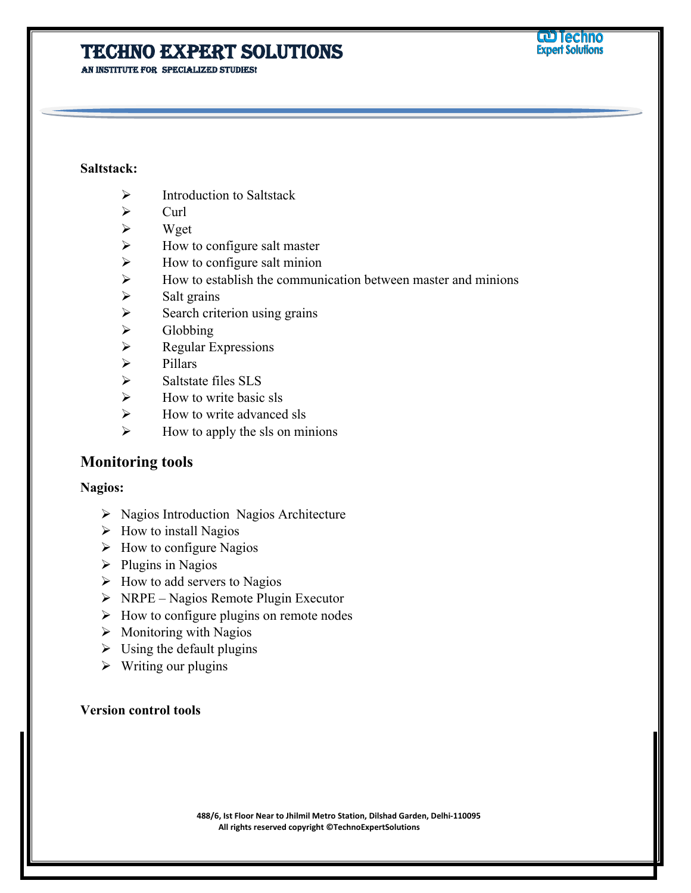**Saltstack:**

- Introduction to Saltstack
- Curl
- Wget
- How to configure salt master
- How to configure salt minion
- How to establish the communication between master and minions
- Salt grains
- Search criterion using grains
- Globbing
- Regular Expressions
- Pillars
- Saltstate files SLS
- How to write basic sls
- How to write advanced sls
- How to apply the sls on minions

## Monitoring tools

**Nagios:**

- Nagios Introduction Nagios Architecture
- How to install Nagios
- How to configure Nagios
- Plugins in Nagios
- How to add servers to Nagios
- NRPE – Nagios Remote Plugin Executor
- How to configure plugins on remote nodes
- Monitoring with Nagios
- Using the default plugins
- Writing our plugins

**Version control tools**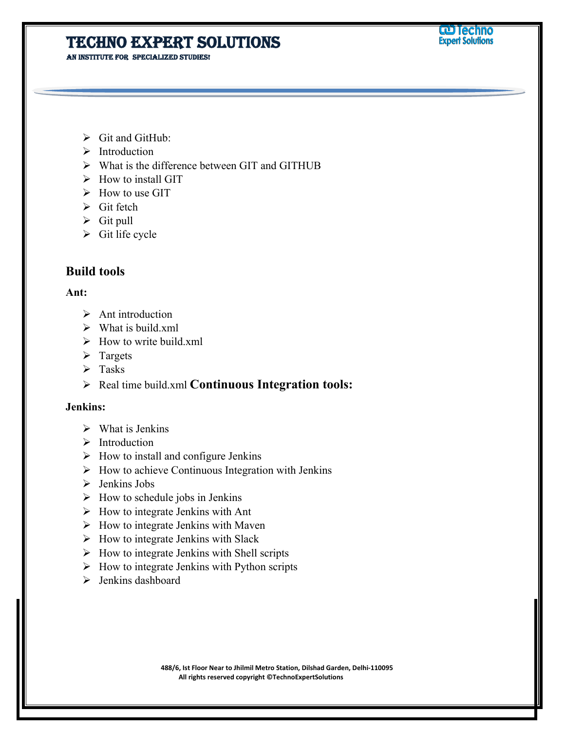- Git and GitHub:
- Introduction
- What is the difference between GIT and GITHUB
- How to install GIT
- How to use GIT
- Git fetch
- Git pull
- Git life cycle

## Build tools

**Ant:**

- Ant introduction
- What is build.xml
- How to write build.xml
- Targets
- Tasks
- Real time build.xml

## Continuous Integration tools:

**Jenkins:**

- What is Jenkins
- Introduction
- How to install and configure Jenkins
- How to achieve Continuous Integration with Jenkins
- Jenkins Jobs
- How to schedule jobs in Jenkins
- How to integrate Jenkins with Ant
- How to integrate Jenkins with Maven
- How to integrate Jenkins with Slack
- How to integrate Jenkins with Shell scripts
- How to integrate Jenkins with Python scripts
- Jenkins dashboard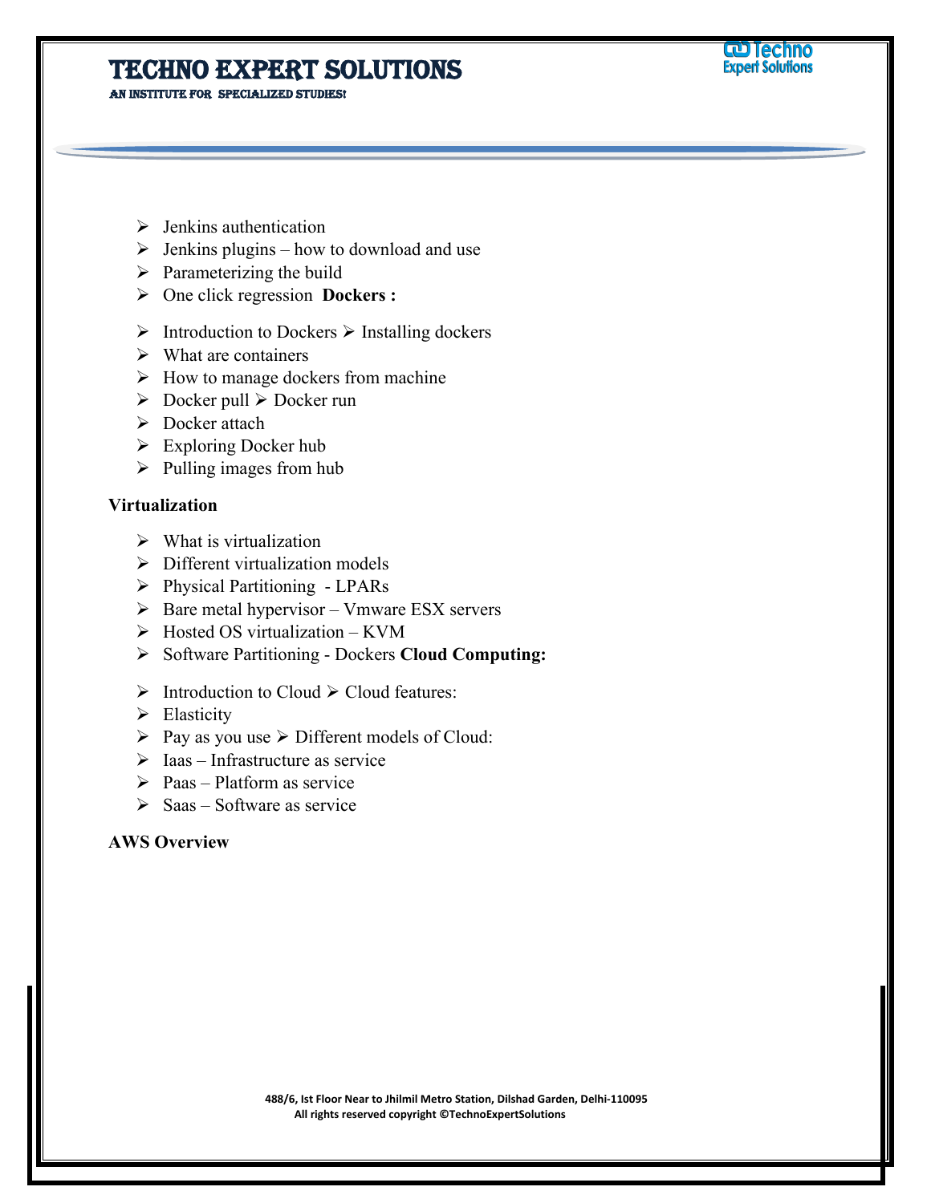- Jenkins authentication
- Jenkins plugins – how to download and use
- Parameterizing the build
- One click regression **Dockers :**

- Introduction to Dockers ➢ Installing dockers
- What are containers
- How to manage dockers from machine
- Docker pull ➢ Docker run
- Docker attach
- Exploring Docker hub
- Pulling images from hub

**Virtualization**

- What is virtualization
- Different virtualization models
- Physical Partitioning - LPARs
- Bare metal hypervisor – Vmware ESX servers
- Hosted OS virtualization – KVM
- Software Partitioning - Dockers **Cloud Computing:**

- Introduction to Cloud ➢ Cloud features:
- Elasticity
- Pay as you use ➢ Different models of Cloud:
- Iaas – Infrastructure as service
- Paas – Platform as service
- Saas – Software as service

**AWS Overview**